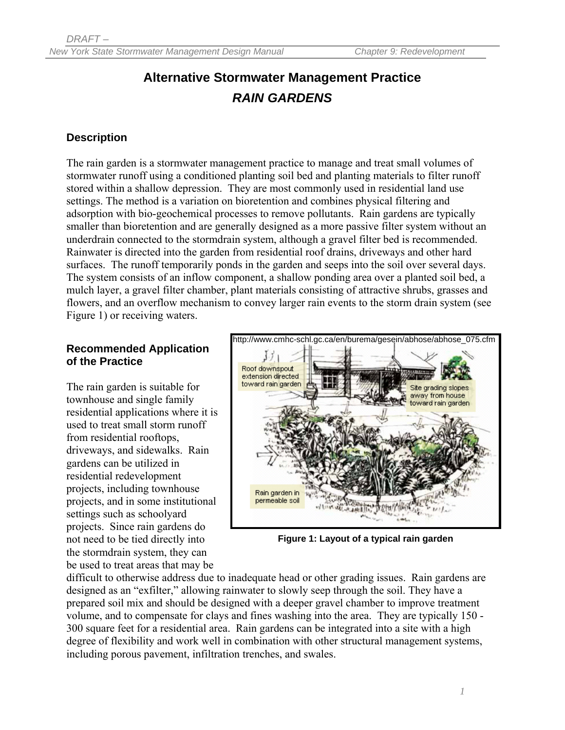# Alternative Stormwater Management Practice

## *RAIN GARDENS*

### Description

The rain garden is a stormwater management practice to manage and treat small volumes of stormwater runoff using a conditioned planting soil bed and planting materials to filter runoff stored within a shallow depression. They are most commonly used in residential land use settings. The method is a variation on bioretention and combines physical filtering and adsorption with bio-geochemical processes to remove pollutants. Rain gardens are typically smaller than bioretention and are generally designed as a more passive filter system without an underdrain connected to the stormdrain system, although a gravel filter bed is recommended. Rainwater is directed into the garden from residential roof drains, driveways and other hard surfaces. The runoff temporarily ponds in the garden and seeps into the soil over several days. The system consists of an inflow component, a shallow ponding area over a planted soil bed, a mulch layer, a gravel filter chamber, plant materials consisting of attractive shrubs, grasses and flowers, and an overflow mechanism to convey larger rain events to the storm drain system (see Figure 1) or receiving waters.

### Recommended Application of the Practice

The rain garden is suitable for townhouse and single family residential applications where it is used to treat small storm runoff from residential rooftops, driveways, and sidewalks. Rain gardens can be utilized in residential redevelopment projects, including townhouse projects, and in some institutional settings such as schoolyard projects. Since rain gardens do not need to be tied directly into the stormdrain system, they can be used to treat areas that may be difficult to otherwise address due to inadequate head or other grading issues. Rain gardens are designed as an "exfilter," allowing rainwater to slowly seep through the soil. They have a prepared soil mix and should be designed with a deeper gravel chamber to improve treatment volume, and to compensate for clays and fines washing into the area. They are typically 150 - 300 square feet for a residential area. Rain gardens can be integrated into a site with a high degree of flexibility and work well in combination with other structural management systems, including porous pavement, infiltration trenches, and swales.

http://www.cmhc-schl.gc.ca/en/burema/gesein/abhose/abhose_075.cfm

Figure 1: Layout of a typical rain garden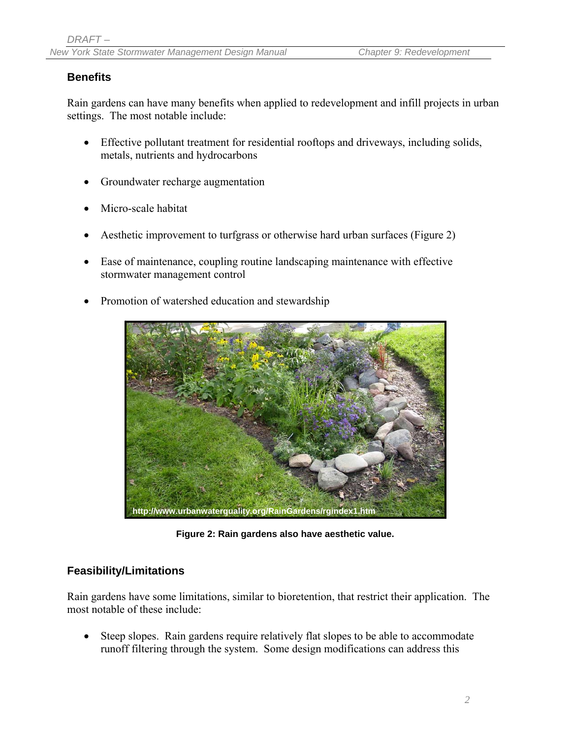## Benefits

Rain gardens can have many benefits when applied to redevelopment and infill projects in urban settings. The most notable include:

- Effective pollutant treatment for residential rooftops and driveways, including solids, metals, nutrients and hydrocarbons
- Groundwater recharge augmentation
- Micro-scale habitat
- Aesthetic improvement to turfgrass or otherwise hard urban surfaces (Figure 2)
- Ease of maintenance, coupling routine landscaping maintenance with effective stormwater management control
- Promotion of watershed education and stewardship

**Figure 2: Rain gardens also have aesthetic value.**

## Feasibility/Limitations

Rain gardens have some limitations, similar to bioretention, that restrict their application. The most notable of these include:

- Steep slopes. Rain gardens require relatively flat slopes to be able to accommodate runoff filtering through the system. Some design modifications can address this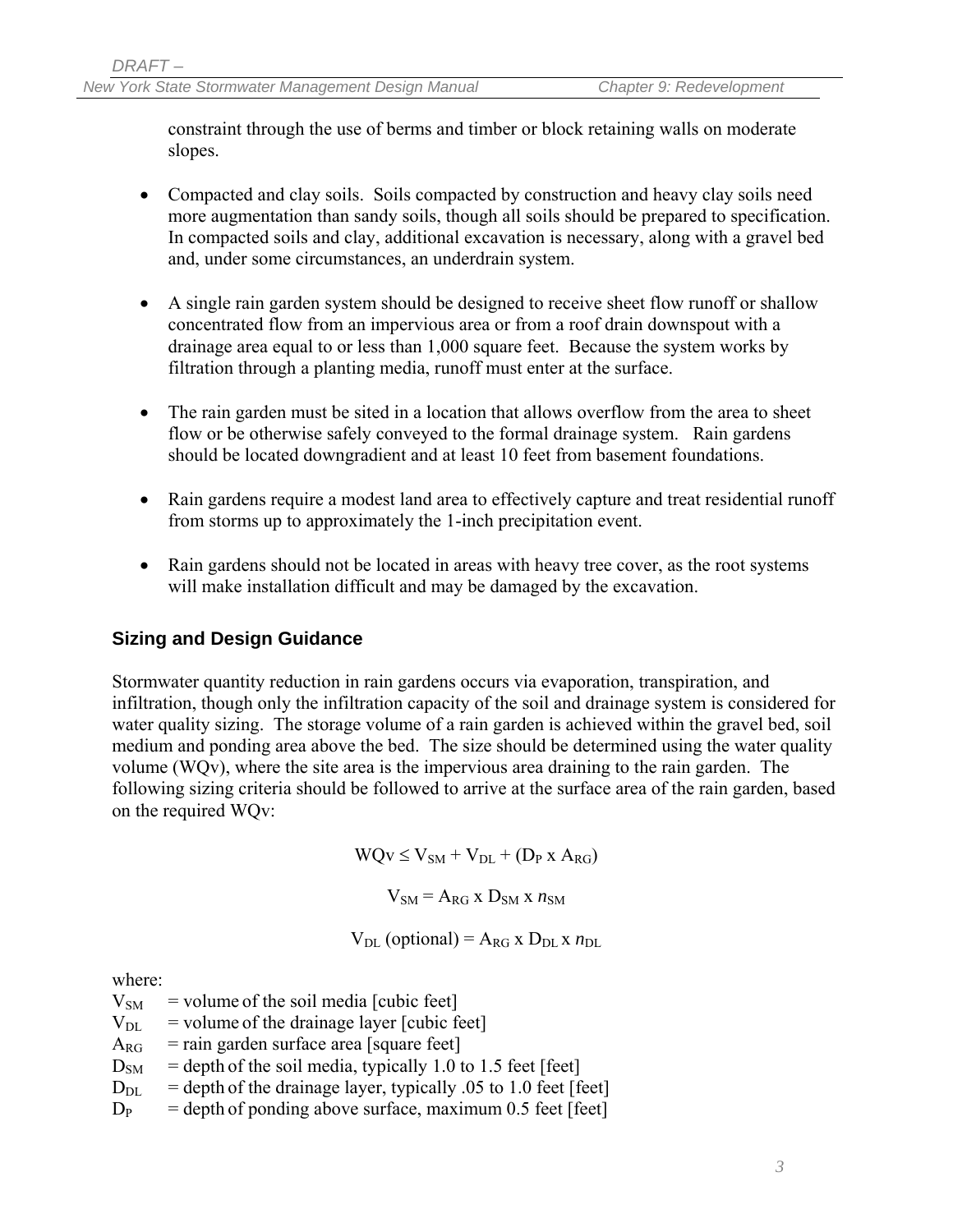constraint through the use of berms and timber or block retaining walls on moderate slopes.

- Compacted and clay soils. Soils compacted by construction and heavy clay soils need more augmentation than sandy soils, though all soils should be prepared to specification. In compacted soils and clay, additional excavation is necessary, along with a gravel bed and, under some circumstances, an underdrain system.

- A single rain garden system should be designed to receive sheet flow runoff or shallow concentrated flow from an impervious area or from a roof drain downspout with a drainage area equal to or less than 1,000 square feet. Because the system works by filtration through a planting media, runoff must enter at the surface.

- The rain garden must be sited in a location that allows overflow from the area to sheet flow or be otherwise safely conveyed to the formal drainage system. Rain gardens should be located downgradient and at least 10 feet from basement foundations.

- Rain gardens require a modest land area to effectively capture and treat residential runoff from storms up to approximately the 1-inch precipitation event.

- Rain gardens should not be located in areas with heavy tree cover, as the root systems will make installation difficult and may be damaged by the excavation.

### Sizing and Design Guidance

Stormwater quantity reduction in rain gardens occurs via evaporation, transpiration, and infiltration, though only the infiltration capacity of the soil and drainage system is considered for water quality sizing. The storage volume of a rain garden is achieved within the gravel bed, soil medium and ponding area above the bed. The size should be determined using the water quality volume (WQv), where the site area is the impervious area draining to the rain garden. The following sizing criteria should be followed to arrive at the surface area of the rain garden, based on the required WQv:

$$WQv \leq V_{SM} + V_{DL} + (D_P \text{ x } A_{RG})$$

$$V_{SM} = A_{RG} \text{ x } D_{SM} \text{ x } n_{SM}$$

$$V_{DL} \text{ (optional)} = A_{RG} \text{ x } D_{DL} \text{ x } n_{DL}$$

where:

$V_{SM}$ = volume of the soil media [cubic feet]
$V_{DL}$ = volume of the drainage layer [cubic feet]
$A_{RG}$ = rain garden surface area [square feet]
$D_{SM}$ = depth of the soil media, typically 1.0 to 1.5 feet [feet]
$D_{DL}$ = depth of the drainage layer, typically .05 to 1.0 feet [feet]
$D_P$ = depth of ponding above surface, maximum 0.5 feet [feet]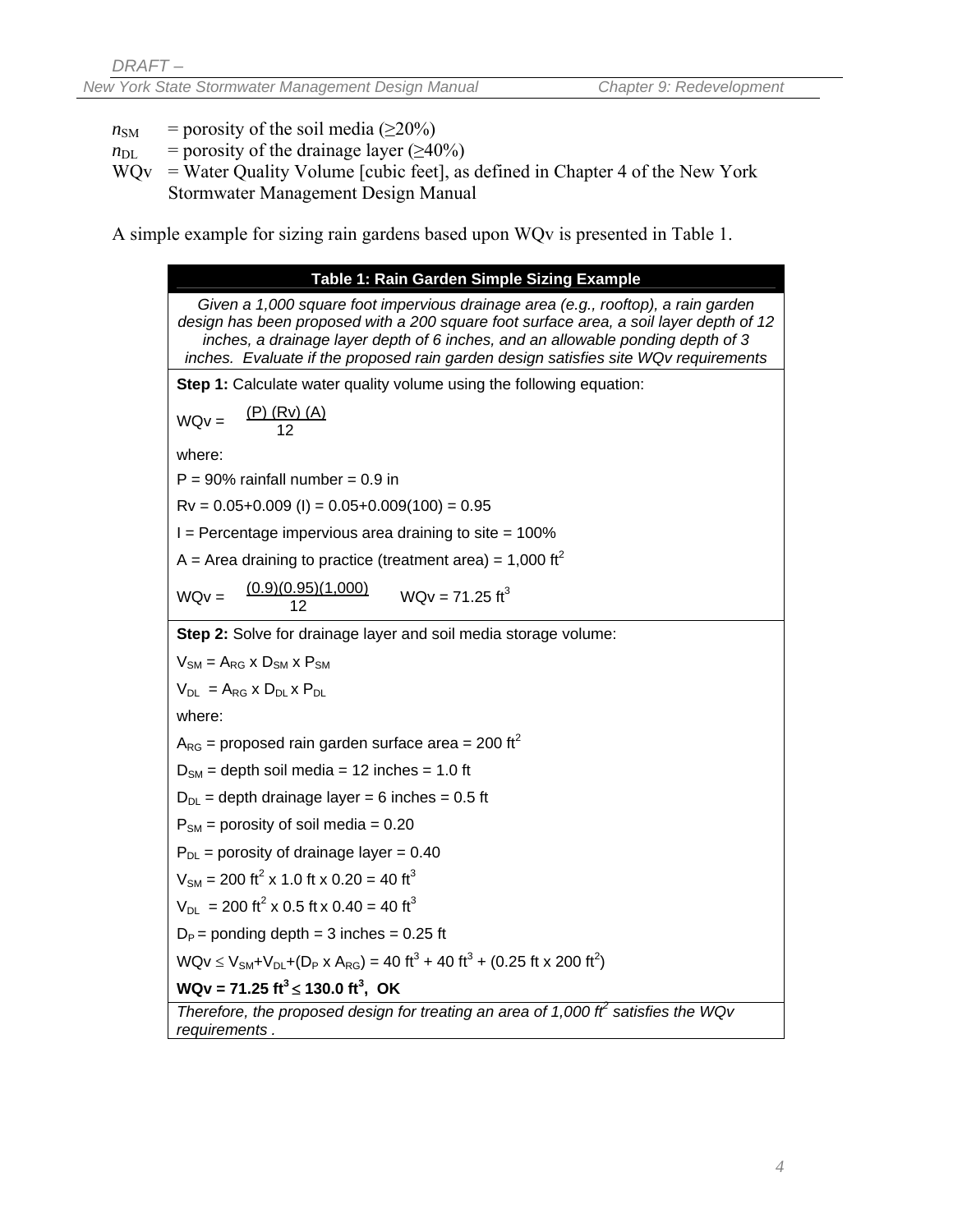$n_{SM}$ = porosity of the soil media (≥20%)

$n_{DL}$ = porosity of the drainage layer (≥40%)

WQv = Water Quality Volume [cubic feet], as defined in Chapter 4 of the New York Stormwater Management Design Manual

A simple example for sizing rain gardens based upon WQv is presented in Table 1.

| **Table 1: Rain Garden Simple Sizing Example** |
|---|
| *Given a 1,000 square foot impervious drainage area (e.g., rooftop), a rain garden design has been proposed with a 200 square foot surface area, a soil layer depth of 12 inches, a drainage layer depth of 6 inches, and an allowable ponding depth of 3 inches. Evaluate if the proposed rain garden design satisfies site WQv requirements* |
| **Step 1:** Calculate water quality volume using the following equation: |
| $WQv = \frac{(P)(Rv)(A)}{12}$ |
| where: |
| P = 90% rainfall number = 0.9 in |
| Rv = 0.05+0.009 (I) = 0.05+0.009(100) = 0.95 |
| I = Percentage impervious area draining to site = 100% |
| A = Area draining to practice (treatment area) = 1,000 $ft^2$ |
| $WQv = \frac{(0.9)(0.95)(1,000)}{12}$ &nbsp;&nbsp; $WQv = 71.25\ ft^3$ |
| **Step 2:** Solve for drainage layer and soil media storage volume: |
| $V_{SM} = A_{RG} \times D_{SM} \times P_{SM}$ |
| $V_{DL} = A_{RG} \times D_{DL} \times P_{DL}$ |
| where: |
| $A_{RG}$ = proposed rain garden surface area = 200 $ft^2$ |
| $D_{SM}$ = depth soil media = 12 inches = 1.0 ft |
| $D_{DL}$ = depth drainage layer = 6 inches = 0.5 ft |
| $P_{SM}$ = porosity of soil media = 0.20 |
| $P_{DL}$ = porosity of drainage layer = 0.40 |
| $V_{SM} = 200\ ft^2 \times 1.0\ ft \times 0.20 = 40\ ft^3$ |
| $V_{DL} = 200\ ft^2 \times 0.5\ ft \times 0.40 = 40\ ft^3$ |
| $D_P$ = ponding depth = 3 inches = 0.25 ft |
| $WQv \leq V_{SM}+V_{DL}+(D_P \times A_{RG}) = 40\ ft^3 + 40\ ft^3 + (0.25\ ft \times 200\ ft^2)$ |
| **$WQv = 71.25\ ft^3 \leq 130.0\ ft^3$, OK** |
| *Therefore, the proposed design for treating an area of 1,000 $ft^2$ satisfies the WQv requirements .* |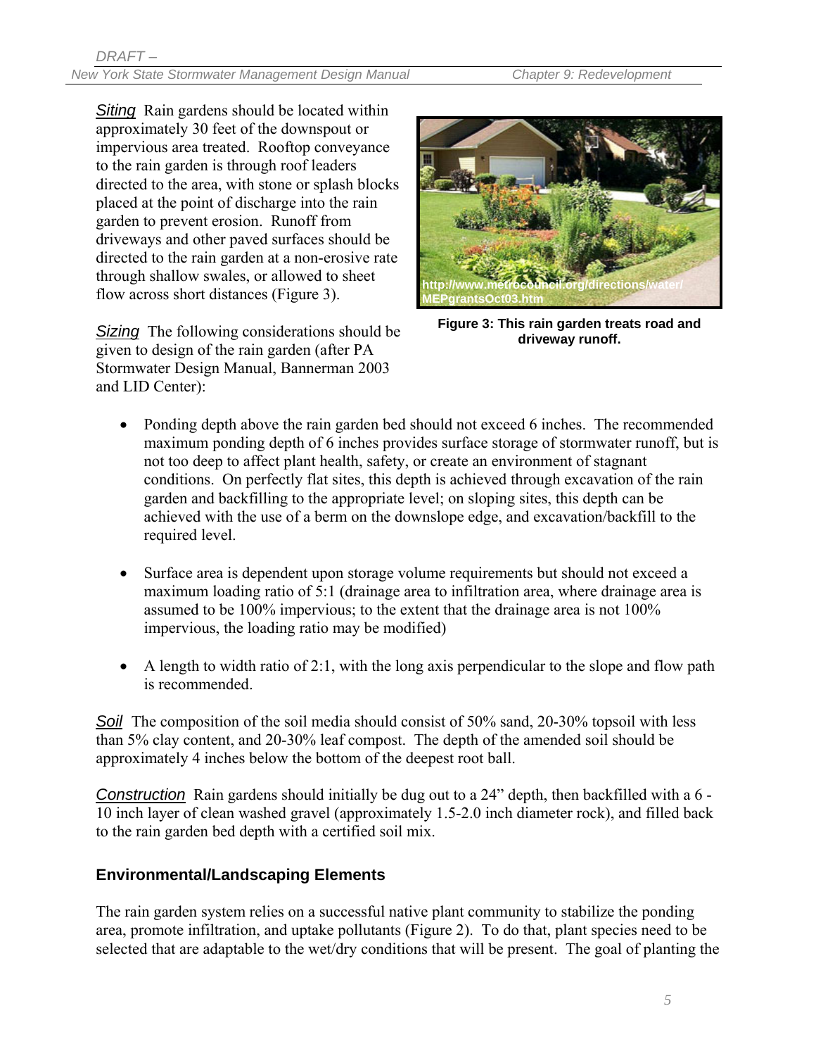*Siting* Rain gardens should be located within approximately 30 feet of the downspout or impervious area treated. Rooftop conveyance to the rain garden is through roof leaders directed to the area, with stone or splash blocks placed at the point of discharge into the rain garden to prevent erosion. Runoff from driveways and other paved surfaces should be directed to the rain garden at a non-erosive rate through shallow swales, or allowed to sheet flow across short distances (Figure 3).

http://www.metrocouncil.org/directions/water/MEPgrantsOct03.htm

**Figure 3: This rain garden treats road and driveway runoff.**

*Sizing* The following considerations should be given to design of the rain garden (after PA Stormwater Design Manual, Bannerman 2003 and LID Center):

- Ponding depth above the rain garden bed should not exceed 6 inches. The recommended maximum ponding depth of 6 inches provides surface storage of stormwater runoff, but is not too deep to affect plant health, safety, or create an environment of stagnant conditions. On perfectly flat sites, this depth is achieved through excavation of the rain garden and backfilling to the appropriate level; on sloping sites, this depth can be achieved with the use of a berm on the downslope edge, and excavation/backfill to the required level.

- Surface area is dependent upon storage volume requirements but should not exceed a maximum loading ratio of 5:1 (drainage area to infiltration area, where drainage area is assumed to be 100% impervious; to the extent that the drainage area is not 100% impervious, the loading ratio may be modified)

- A length to width ratio of 2:1, with the long axis perpendicular to the slope and flow path is recommended.

*Soil* The composition of the soil media should consist of 50% sand, 20-30% topsoil with less than 5% clay content, and 20-30% leaf compost. The depth of the amended soil should be approximately 4 inches below the bottom of the deepest root ball.

*Construction* Rain gardens should initially be dug out to a 24" depth, then backfilled with a 6 - 10 inch layer of clean washed gravel (approximately 1.5-2.0 inch diameter rock), and filled back to the rain garden bed depth with a certified soil mix.

## Environmental/Landscaping Elements

The rain garden system relies on a successful native plant community to stabilize the ponding area, promote infiltration, and uptake pollutants (Figure 2). To do that, plant species need to be selected that are adaptable to the wet/dry conditions that will be present. The goal of planting the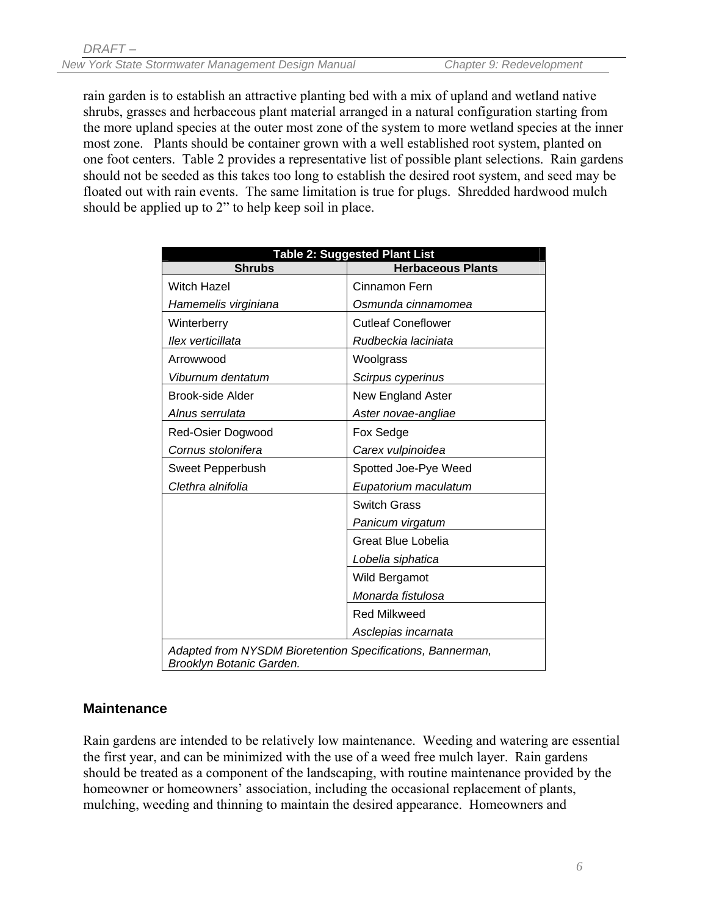rain garden is to establish an attractive planting bed with a mix of upland and wetland native shrubs, grasses and herbaceous plant material arranged in a natural configuration starting from the more upland species at the outer most zone of the system to more wetland species at the inner most zone. Plants should be container grown with a well established root system, planted on one foot centers. Table 2 provides a representative list of possible plant selections. Rain gardens should not be seeded as this takes too long to establish the desired root system, and seed may be floated out with rain events. The same limitation is true for plugs. Shredded hardwood mulch should be applied up to 2" to help keep soil in place.

**Table 2: Suggested Plant List**

| Shrubs | Herbaceous Plants |
|---|---|
| Witch Hazel *Hamemelis virginiana* | Cinnamon Fern *Osmunda cinnamomea* |
| Winterberry *Ilex verticillata* | Cutleaf Coneflower *Rudbeckia laciniata* |
| Arrowwood *Viburnum dentatum* | Woolgrass *Scirpus cyperinus* |
| Brook-side Alder *Alnus serrulata* | New England Aster *Aster novae-angliae* |
| Red-Osier Dogwood *Cornus stolonifera* | Fox Sedge *Carex vulpinoidea* |
| Sweet Pepperbush *Clethra alnifolia* | Spotted Joe-Pye Weed *Eupatorium maculatum* |
| | Switch Grass *Panicum virgatum* |
| | Great Blue Lobelia *Lobelia siphatica* |
| | Wild Bergamot *Monarda fistulosa* |
| | Red Milkweed *Asclepias incarnata* |
| *Adapted from NYSDM Bioretention Specifications, Bannerman, Brooklyn Botanic Garden.* | |

## Maintenance

Rain gardens are intended to be relatively low maintenance. Weeding and watering are essential the first year, and can be minimized with the use of a weed free mulch layer. Rain gardens should be treated as a component of the landscaping, with routine maintenance provided by the homeowner or homeowners' association, including the occasional replacement of plants, mulching, weeding and thinning to maintain the desired appearance. Homeowners and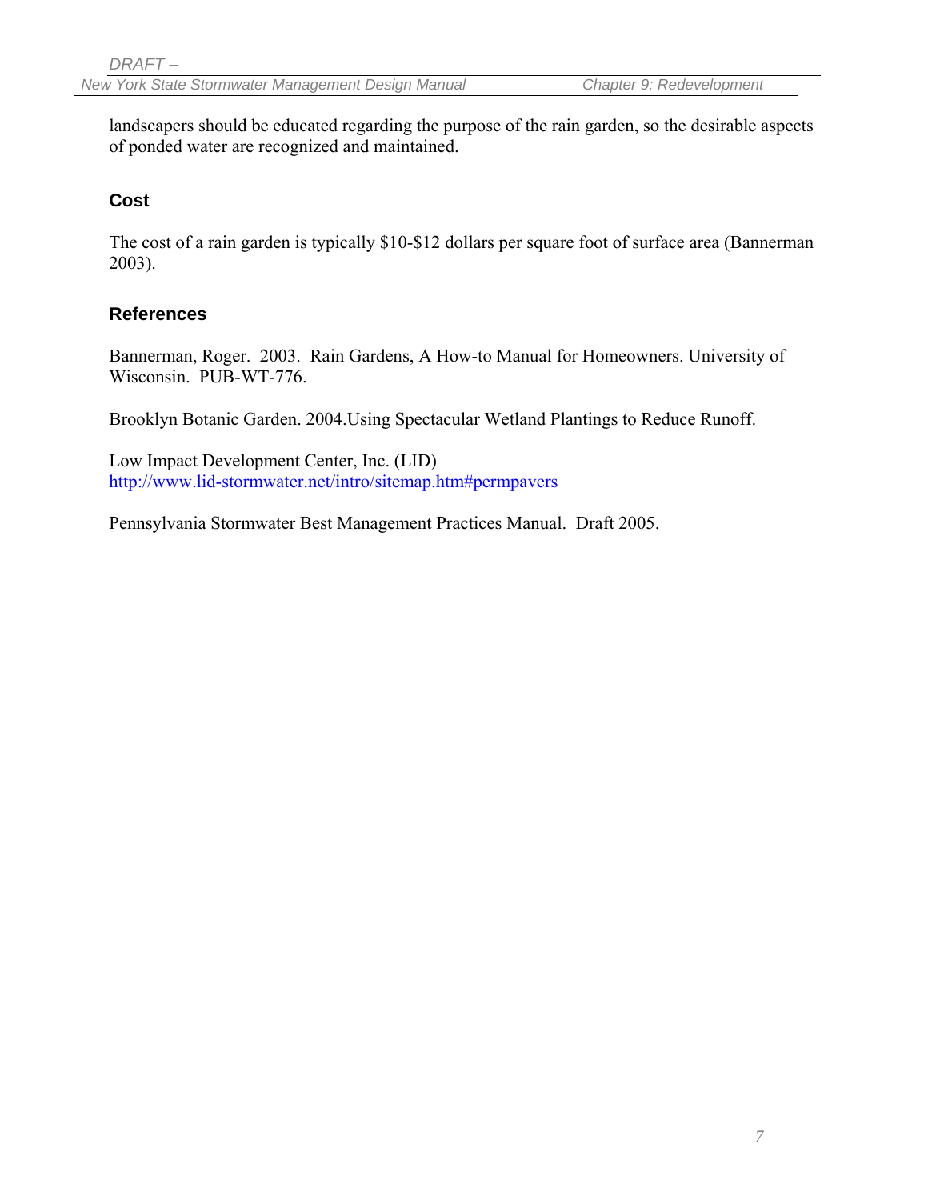landscapers should be educated regarding the purpose of the rain garden, so the desirable aspects of ponded water are recognized and maintained.

### Cost

The cost of a rain garden is typically $10-$12 dollars per square foot of surface area (Bannerman 2003).

### References

Bannerman, Roger. 2003. Rain Gardens, A How-to Manual for Homeowners. University of Wisconsin. PUB-WT-776.

Brooklyn Botanic Garden. 2004.Using Spectacular Wetland Plantings to Reduce Runoff.

Low Impact Development Center, Inc. (LID)
[http://www.lid-stormwater.net/intro/sitemap.htm#permpavers](http://www.lid-stormwater.net/intro/sitemap.htm#permpavers)

Pennsylvania Stormwater Best Management Practices Manual. Draft 2005.